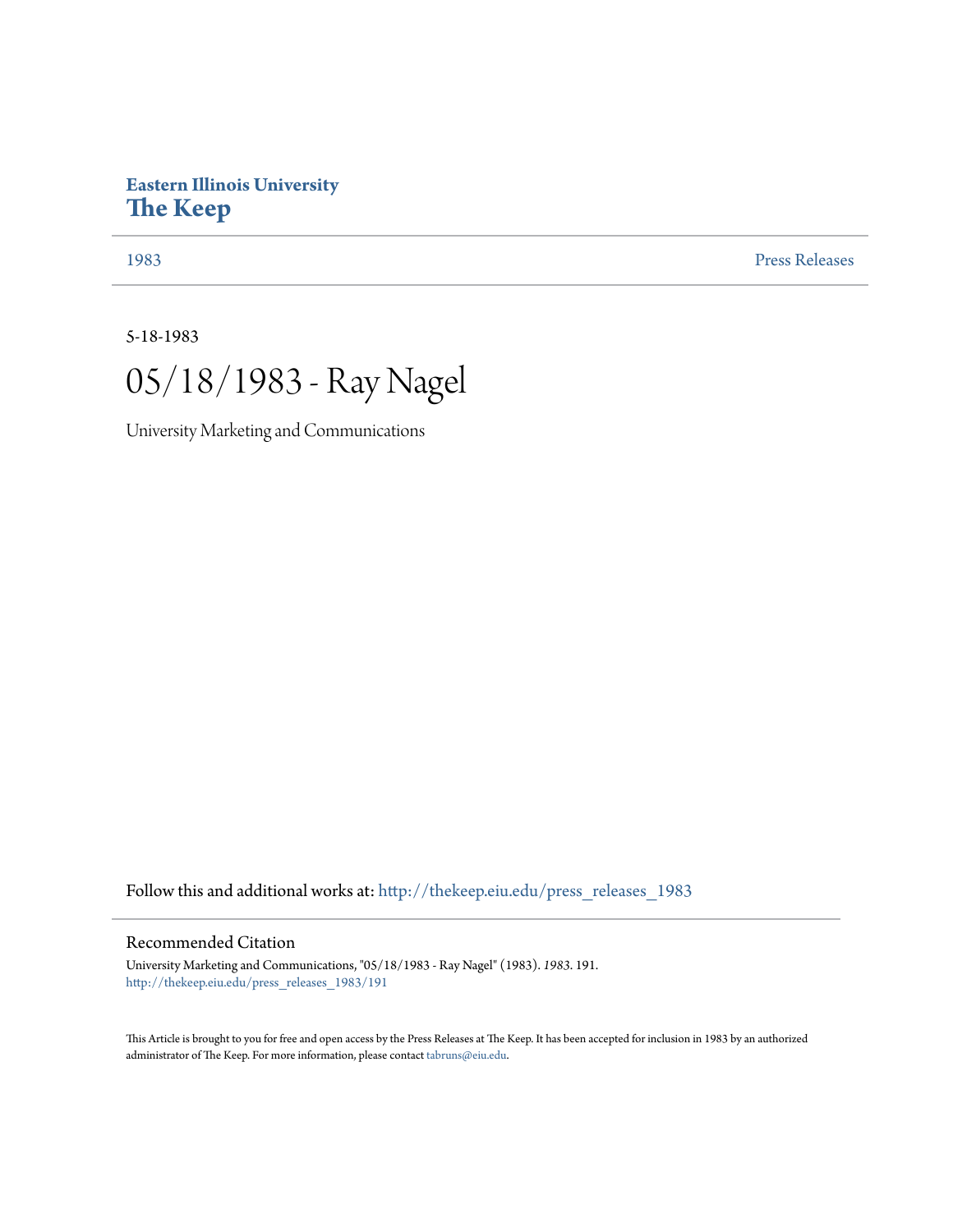Eastern Illinois University
**The Keep**

1983 | Press Releases

5-18-1983

# 05/18/1983 - Ray Nagel

University Marketing and Communications

Follow this and additional works at: http://thekeep.eiu.edu/press_releases_1983

## Recommended Citation

University Marketing and Communications, "05/18/1983 - Ray Nagel" (1983). *1983*. 191.
http://thekeep.eiu.edu/press_releases_1983/191

This Article is brought to you for free and open access by the Press Releases at The Keep. It has been accepted for inclusion in 1983 by an authorized administrator of The Keep. For more information, please contact tabruns@eiu.edu.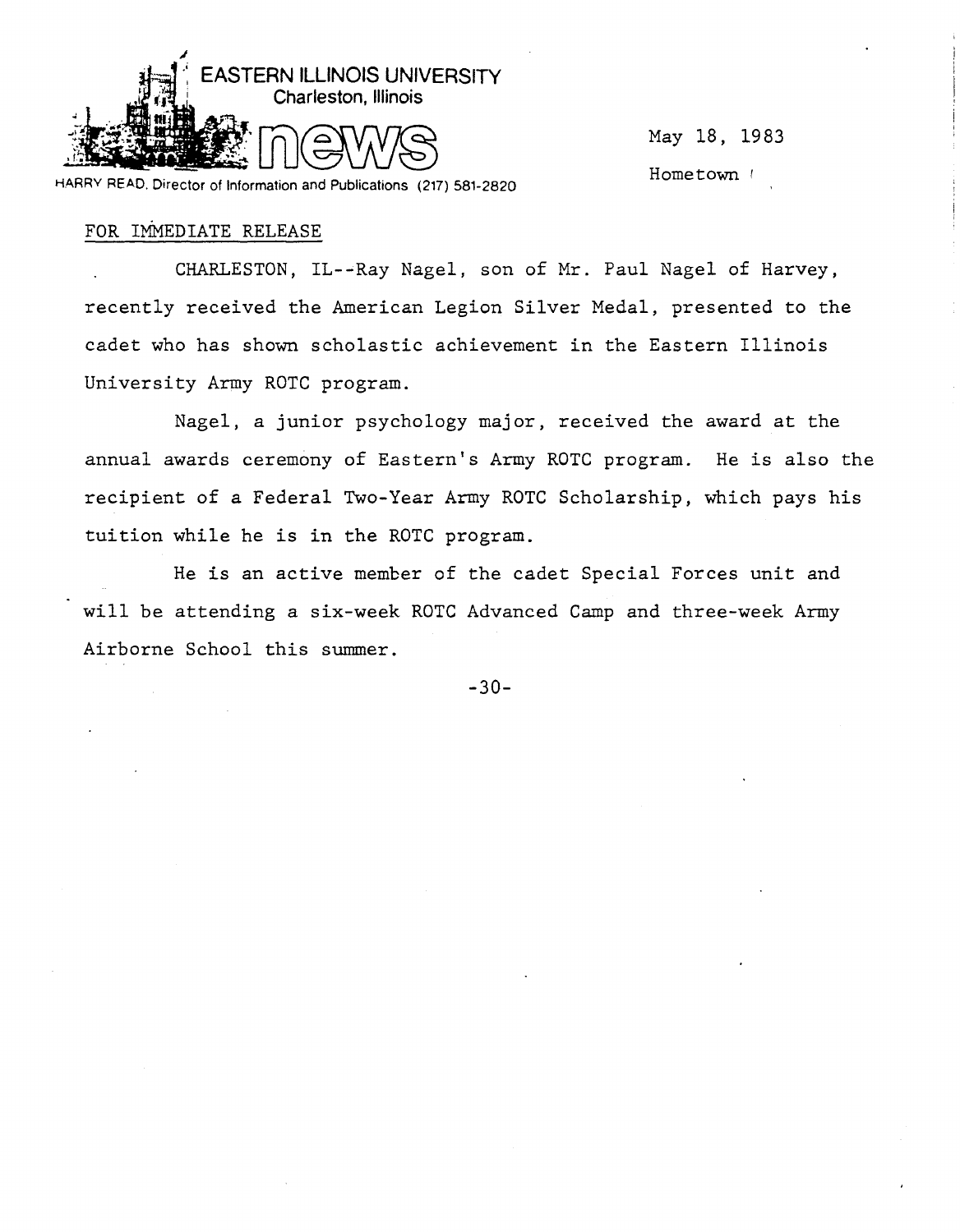EASTERN ILLINOIS UNIVERSITY
Charleston, Illinois

news

HARRY READ, Director of Information and Publications (217) 581-2820

May 18, 1983

Hometown

FOR IMMEDIATE RELEASE

CHARLESTON, IL--Ray Nagel, son of Mr. Paul Nagel of Harvey, recently received the American Legion Silver Medal, presented to the cadet who has shown scholastic achievement in the Eastern Illinois University Army ROTC program.

Nagel, a junior psychology major, received the award at the annual awards ceremony of Eastern's Army ROTC program. He is also the recipient of a Federal Two-Year Army ROTC Scholarship, which pays his tuition while he is in the ROTC program.

He is an active member of the cadet Special Forces unit and will be attending a six-week ROTC Advanced Camp and three-week Army Airborne School this summer.

-30-